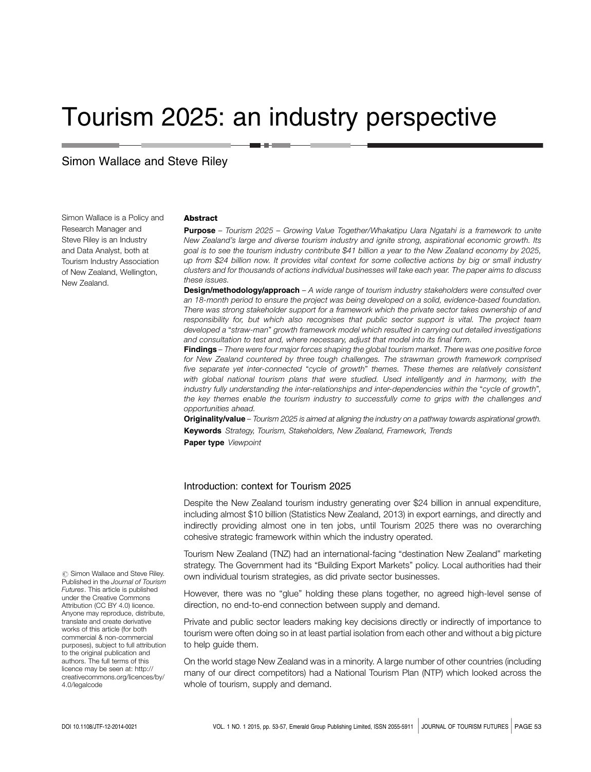# Tourism 2025: an industry perspective

Simon Wallace and Steve Riley

Simon Wallace is a Policy and Research Manager and Steve Riley is an Industry and Data Analyst, both at Tourism Industry Association of New Zealand, Wellington, New Zealand.

## Abstract

**Purpose** – *Tourism 2025 – Growing Value Together/Whakatipu Uara Ngatahi is a framework to unite New Zealand's large and diverse tourism industry and ignite strong, aspirational economic growth. Its goal is to see the tourism industry contribute $41 billion a year to the New Zealand economy by 2025, up from $24 billion now. It provides vital context for some collective actions by big or small industry clusters and for thousands of actions individual businesses will take each year. The paper aims to discuss these issues.*

**Design/methodology/approach** – *A wide range of tourism industry stakeholders were consulted over an 18-month period to ensure the project was being developed on a solid, evidence-based foundation. There was strong stakeholder support for a framework which the private sector takes ownership of and responsibility for, but which also recognises that public sector support is vital. The project team developed a "straw-man" growth framework model which resulted in carrying out detailed investigations and consultation to test and, where necessary, adjust that model into its final form.*

**Findings** – *There were four major forces shaping the global tourism market. There was one positive force for New Zealand countered by three tough challenges. The strawman growth framework comprised five separate yet inter-connected "cycle of growth" themes. These themes are relatively consistent with global national tourism plans that were studied. Used intelligently and in harmony, with the industry fully understanding the inter-relationships and inter-dependencies within the "cycle of growth", the key themes enable the tourism industry to successfully come to grips with the challenges and opportunities ahead.*

**Originality/value** – *Tourism 2025 is aimed at aligning the industry on a pathway towards aspirational growth.*

**Keywords** *Strategy, Tourism, Stakeholders, New Zealand, Framework, Trends*

**Paper type** *Viewpoint*

## Introduction: context for Tourism 2025

Despite the New Zealand tourism industry generating over $24 billion in annual expenditure, including almost $10 billion (Statistics New Zealand, 2013) in export earnings, and directly and indirectly providing almost one in ten jobs, until Tourism 2025 there was no overarching cohesive strategic framework within which the industry operated.

Tourism New Zealand (TNZ) had an international-facing "destination New Zealand" marketing strategy. The Government had its "Building Export Markets" policy. Local authorities had their own individual tourism strategies, as did private sector businesses.

However, there was no "glue" holding these plans together, no agreed high-level sense of direction, no end-to-end connection between supply and demand.

Private and public sector leaders making key decisions directly or indirectly of importance to tourism were often doing so in at least partial isolation from each other and without a big picture to help guide them.

On the world stage New Zealand was in a minority. A large number of other countries (including many of our direct competitors) had a National Tourism Plan (NTP) which looked across the whole of tourism, supply and demand.

© Simon Wallace and Steve Riley. Published in the *Journal of Tourism Futures*. This article is published under the Creative Commons Attribution (CC BY 4.0) licence. Anyone may reproduce, distribute, translate and create derivative works of this article (for both commercial & non-commercial purposes), subject to full attribution to the original publication and authors. The full terms of this licence may be seen at: http://creativecommons.org/licences/by/4.0/legalcode

DOI 10.1108/JTF-12-2014-0021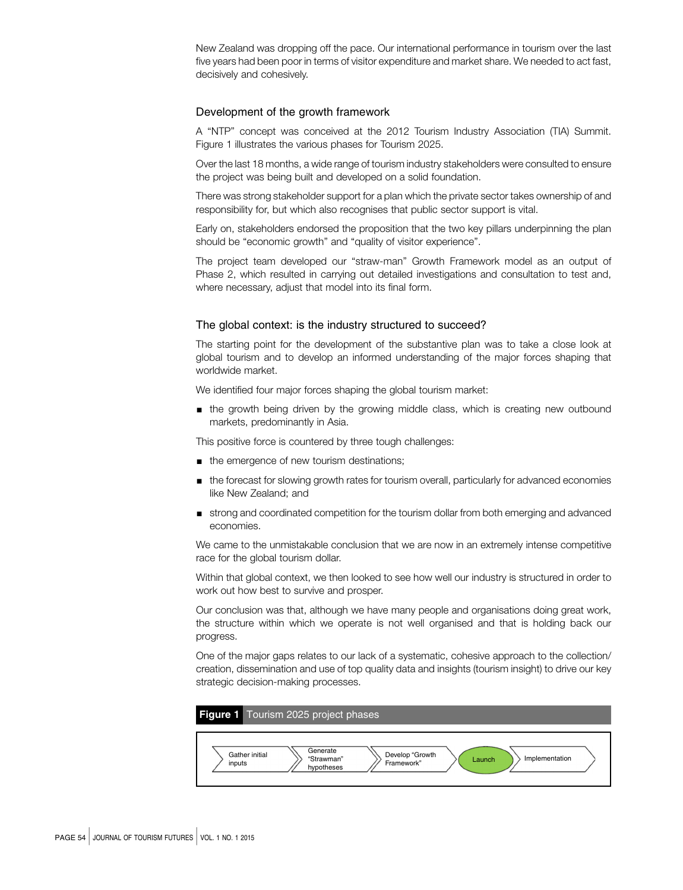New Zealand was dropping off the pace. Our international performance in tourism over the last five years had been poor in terms of visitor expenditure and market share. We needed to act fast, decisively and cohesively.

## Development of the growth framework

A "NTP" concept was conceived at the 2012 Tourism Industry Association (TIA) Summit. Figure 1 illustrates the various phases for Tourism 2025.

Over the last 18 months, a wide range of tourism industry stakeholders were consulted to ensure the project was being built and developed on a solid foundation.

There was strong stakeholder support for a plan which the private sector takes ownership of and responsibility for, but which also recognises that public sector support is vital.

Early on, stakeholders endorsed the proposition that the two key pillars underpinning the plan should be "economic growth" and "quality of visitor experience".

The project team developed our "straw-man" Growth Framework model as an output of Phase 2, which resulted in carrying out detailed investigations and consultation to test and, where necessary, adjust that model into its final form.

## The global context: is the industry structured to succeed?

The starting point for the development of the substantive plan was to take a close look at global tourism and to develop an informed understanding of the major forces shaping that worldwide market.

We identified four major forces shaping the global tourism market:

- the growth being driven by the growing middle class, which is creating new outbound markets, predominantly in Asia.

This positive force is countered by three tough challenges:

- the emergence of new tourism destinations;
- the forecast for slowing growth rates for tourism overall, particularly for advanced economies like New Zealand; and
- strong and coordinated competition for the tourism dollar from both emerging and advanced economies.

We came to the unmistakable conclusion that we are now in an extremely intense competitive race for the global tourism dollar.

Within that global context, we then looked to see how well our industry is structured in order to work out how best to survive and prosper.

Our conclusion was that, although we have many people and organisations doing great work, the structure within which we operate is not well organised and that is holding back our progress.

One of the major gaps relates to our lack of a systematic, cohesive approach to the collection/creation, dissemination and use of top quality data and insights (tourism insight) to drive our key strategic decision-making processes.

**Figure 1** Tourism 2025 project phases

Gather initial inputs → Generate "Strawman" hypotheses → Develop "Growth Framework" → Launch → Implementation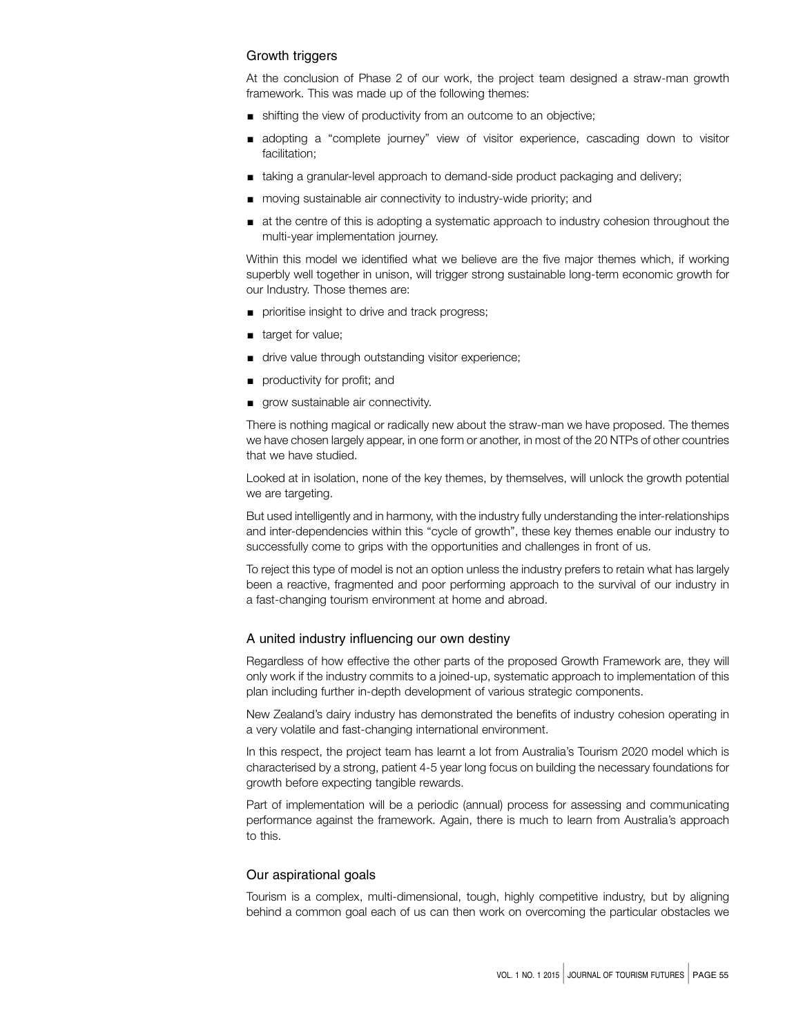## Growth triggers

At the conclusion of Phase 2 of our work, the project team designed a straw-man growth framework. This was made up of the following themes:

- shifting the view of productivity from an outcome to an objective;
- adopting a "complete journey" view of visitor experience, cascading down to visitor facilitation;
- taking a granular-level approach to demand-side product packaging and delivery;
- moving sustainable air connectivity to industry-wide priority; and
- at the centre of this is adopting a systematic approach to industry cohesion throughout the multi-year implementation journey.

Within this model we identified what we believe are the five major themes which, if working superbly well together in unison, will trigger strong sustainable long-term economic growth for our Industry. Those themes are:

- prioritise insight to drive and track progress;
- target for value;
- drive value through outstanding visitor experience;
- productivity for profit; and
- grow sustainable air connectivity.

There is nothing magical or radically new about the straw-man we have proposed. The themes we have chosen largely appear, in one form or another, in most of the 20 NTPs of other countries that we have studied.

Looked at in isolation, none of the key themes, by themselves, will unlock the growth potential we are targeting.

But used intelligently and in harmony, with the industry fully understanding the inter-relationships and inter-dependencies within this "cycle of growth", these key themes enable our industry to successfully come to grips with the opportunities and challenges in front of us.

To reject this type of model is not an option unless the industry prefers to retain what has largely been a reactive, fragmented and poor performing approach to the survival of our industry in a fast-changing tourism environment at home and abroad.

## A united industry influencing our own destiny

Regardless of how effective the other parts of the proposed Growth Framework are, they will only work if the industry commits to a joined-up, systematic approach to implementation of this plan including further in-depth development of various strategic components.

New Zealand's dairy industry has demonstrated the benefits of industry cohesion operating in a very volatile and fast-changing international environment.

In this respect, the project team has learnt a lot from Australia's Tourism 2020 model which is characterised by a strong, patient 4-5 year long focus on building the necessary foundations for growth before expecting tangible rewards.

Part of implementation will be a periodic (annual) process for assessing and communicating performance against the framework. Again, there is much to learn from Australia's approach to this.

## Our aspirational goals

Tourism is a complex, multi-dimensional, tough, highly competitive industry, but by aligning behind a common goal each of us can then work on overcoming the particular obstacles we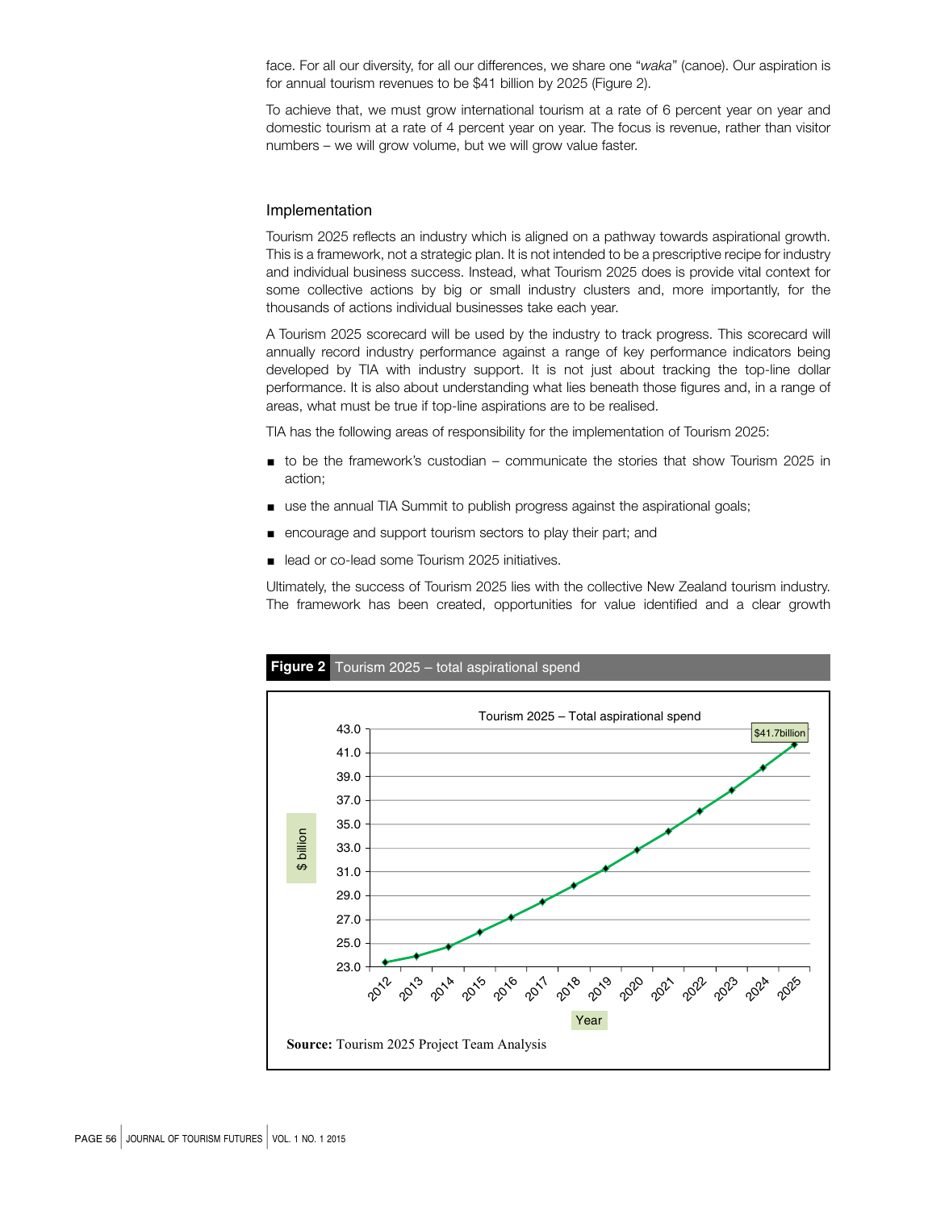face. For all our diversity, for all our differences, we share one "*waka*" (canoe). Our aspiration is for annual tourism revenues to be $41 billion by 2025 (Figure 2).

To achieve that, we must grow international tourism at a rate of 6 percent year on year and domestic tourism at a rate of 4 percent year on year. The focus is revenue, rather than visitor numbers – we will grow volume, but we will grow value faster.

## Implementation

Tourism 2025 reflects an industry which is aligned on a pathway towards aspirational growth. This is a framework, not a strategic plan. It is not intended to be a prescriptive recipe for industry and individual business success. Instead, what Tourism 2025 does is provide vital context for some collective actions by big or small industry clusters and, more importantly, for the thousands of actions individual businesses take each year.

A Tourism 2025 scorecard will be used by the industry to track progress. This scorecard will annually record industry performance against a range of key performance indicators being developed by TIA with industry support. It is not just about tracking the top-line dollar performance. It is also about understanding what lies beneath those figures and, in a range of areas, what must be true if top-line aspirations are to be realised.

TIA has the following areas of responsibility for the implementation of Tourism 2025:

- to be the framework's custodian – communicate the stories that show Tourism 2025 in action;
- use the annual TIA Summit to publish progress against the aspirational goals;
- encourage and support tourism sectors to play their part; and
- lead or co-lead some Tourism 2025 initiatives.

Ultimately, the success of Tourism 2025 lies with the collective New Zealand tourism industry. The framework has been created, opportunities for value identified and a clear growth

**Figure 2** Tourism 2025 – total aspirational spend

Tourism 2025 – Total aspirational spend

$41.7billion

$ billion

Year

**Source:** Tourism 2025 Project Team Analysis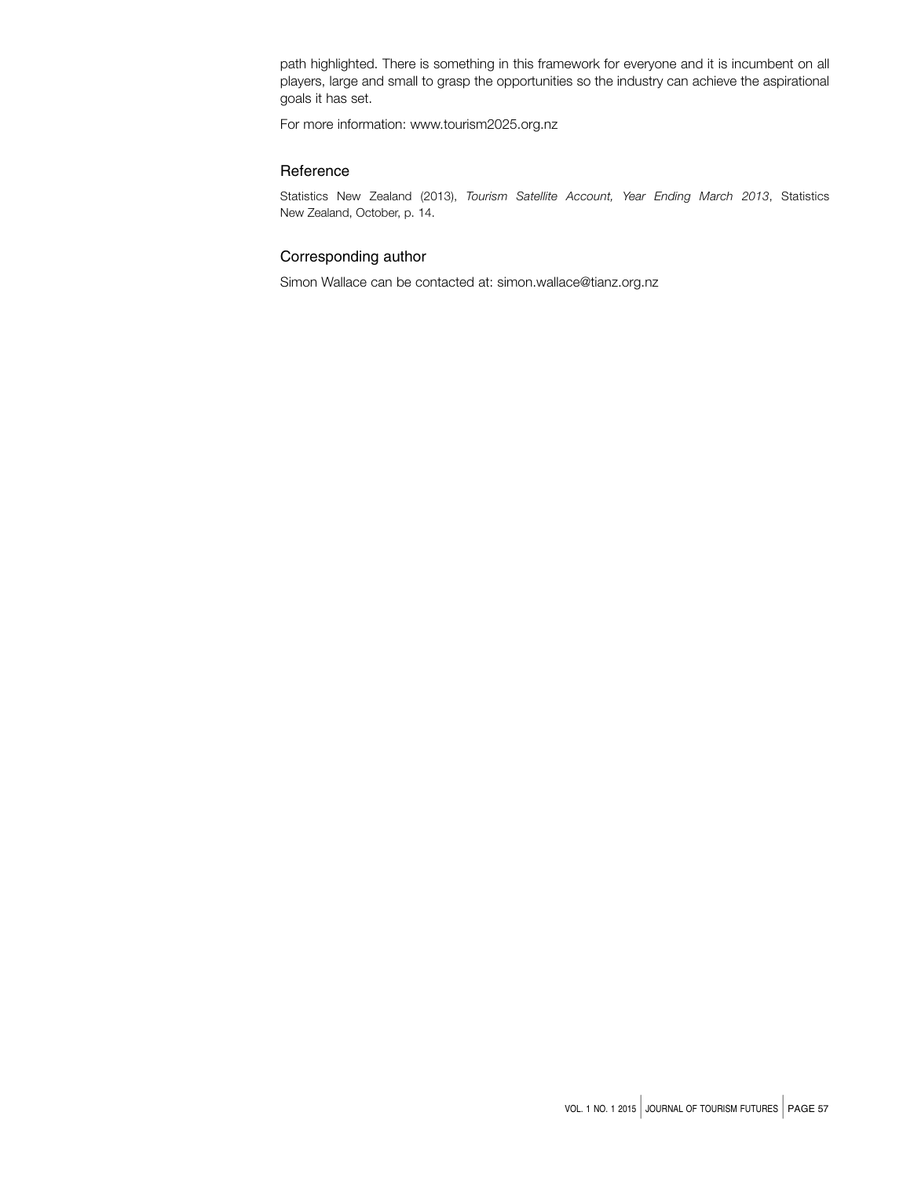path highlighted. There is something in this framework for everyone and it is incumbent on all players, large and small to grasp the opportunities so the industry can achieve the aspirational goals it has set.

For more information: www.tourism2025.org.nz

## Reference

Statistics New Zealand (2013), *Tourism Satellite Account, Year Ending March 2013*, Statistics New Zealand, October, p. 14.

## Corresponding author

Simon Wallace can be contacted at: simon.wallace@tianz.org.nz